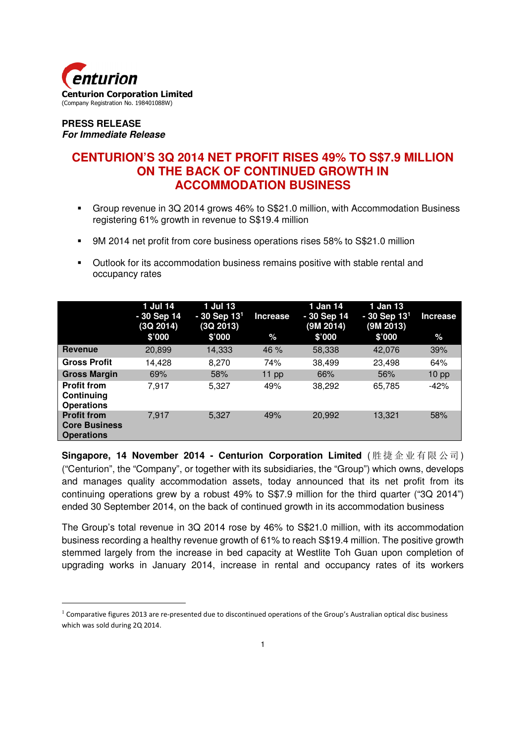**Centurion Corporation Limited**
(Company Registration No. 198401088W)

**PRESS RELEASE**
***For Immediate Release***

# CENTURION'S 3Q 2014 NET PROFIT RISES 49% TO S$7.9 MILLION ON THE BACK OF CONTINUED GROWTH IN ACCOMMODATION BUSINESS

- Group revenue in 3Q 2014 grows 46% to S$21.0 million, with Accommodation Business registering 61% growth in revenue to S$19.4 million
- 9M 2014 net profit from core business operations rises 58% to S$21.0 million
- Outlook for its accommodation business remains positive with stable rental and occupancy rates

| | 1 Jul 14 - 30 Sep 14 (3Q 2014) $'000 | 1 Jul 13 - 30 Sep 13[1] (3Q 2013) $'000 | Increase % | 1 Jan 14 - 30 Sep 14 (9M 2014) $'000 | 1 Jan 13 - 30 Sep 13[1] (9M 2013) $'000 | Increase % |
|---|---|---|---|---|---|---|
| **Revenue** | 20,899 | 14,333 | 46 % | 58,338 | 42,076 | 39% |
| **Gross Profit** | 14,428 | 8,270 | 74% | 38,499 | 23,498 | 64% |
| **Gross Margin** | 69% | 58% | 11 pp | 66% | 56% | 10 pp |
| **Profit from Continuing Operations** | 7,917 | 5,327 | 49% | 38,292 | 65,785 | -42% |
| **Profit from Core Business Operations** | 7,917 | 5,327 | 49% | 20,992 | 13,321 | 58% |

**Singapore, 14 November 2014 - Centurion Corporation Limited** (胜捷企业有限公司) ("Centurion", the "Company", or together with its subsidiaries, the "Group") which owns, develops and manages quality accommodation assets, today announced that its net profit from its continuing operations grew by a robust 49% to S$7.9 million for the third quarter ("3Q 2014") ended 30 September 2014, on the back of continued growth in its accommodation business

The Group's total revenue in 3Q 2014 rose by 46% to S$21.0 million, with its accommodation business recording a healthy revenue growth of 61% to reach S$19.4 million. The positive growth stemmed largely from the increase in bed capacity at Westlite Toh Guan upon completion of upgrading works in January 2014, increase in rental and occupancy rates of its workers

[1] Comparative figures 2013 are re-presented due to discontinued operations of the Group's Australian optical disc business which was sold during 2Q 2014.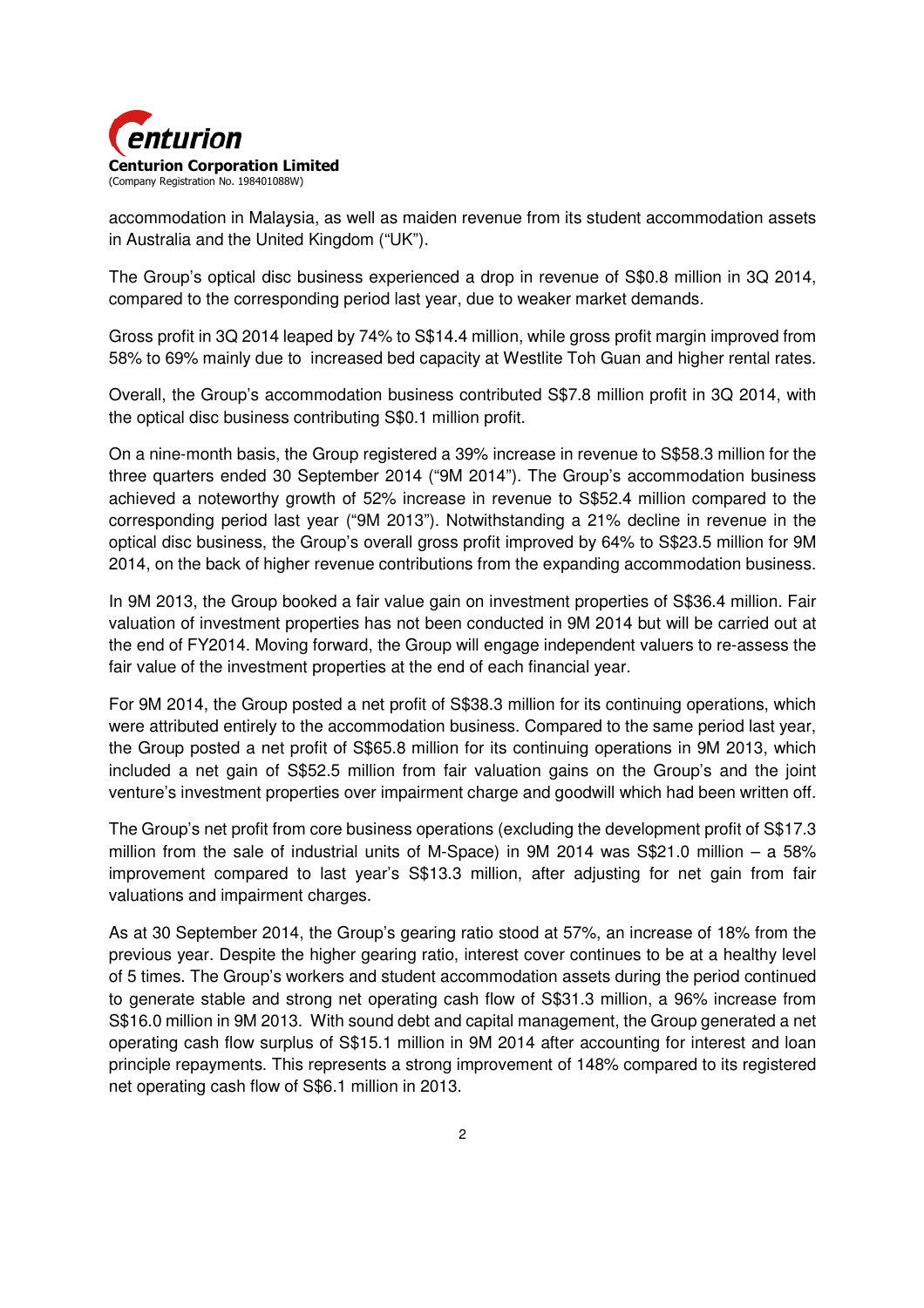accommodation in Malaysia, as well as maiden revenue from its student accommodation assets in Australia and the United Kingdom ("UK").

The Group's optical disc business experienced a drop in revenue of S$0.8 million in 3Q 2014, compared to the corresponding period last year, due to weaker market demands.

Gross profit in 3Q 2014 leaped by 74% to S$14.4 million, while gross profit margin improved from 58% to 69% mainly due to increased bed capacity at Westlite Toh Guan and higher rental rates.

Overall, the Group's accommodation business contributed S$7.8 million profit in 3Q 2014, with the optical disc business contributing S$0.1 million profit.

On a nine-month basis, the Group registered a 39% increase in revenue to S$58.3 million for the three quarters ended 30 September 2014 ("9M 2014"). The Group's accommodation business achieved a noteworthy growth of 52% increase in revenue to S$52.4 million compared to the corresponding period last year ("9M 2013"). Notwithstanding a 21% decline in revenue in the optical disc business, the Group's overall gross profit improved by 64% to S$23.5 million for 9M 2014, on the back of higher revenue contributions from the expanding accommodation business.

In 9M 2013, the Group booked a fair value gain on investment properties of S$36.4 million. Fair valuation of investment properties has not been conducted in 9M 2014 but will be carried out at the end of FY2014. Moving forward, the Group will engage independent valuers to re-assess the fair value of the investment properties at the end of each financial year.

For 9M 2014, the Group posted a net profit of S$38.3 million for its continuing operations, which were attributed entirely to the accommodation business. Compared to the same period last year, the Group posted a net profit of S$65.8 million for its continuing operations in 9M 2013, which included a net gain of S$52.5 million from fair valuation gains on the Group's and the joint venture's investment properties over impairment charge and goodwill which had been written off.

The Group's net profit from core business operations (excluding the development profit of S$17.3 million from the sale of industrial units of M-Space) in 9M 2014 was S$21.0 million – a 58% improvement compared to last year's S$13.3 million, after adjusting for net gain from fair valuations and impairment charges.

As at 30 September 2014, the Group's gearing ratio stood at 57%, an increase of 18% from the previous year. Despite the higher gearing ratio, interest cover continues to be at a healthy level of 5 times. The Group's workers and student accommodation assets during the period continued to generate stable and strong net operating cash flow of S$31.3 million, a 96% increase from S$16.0 million in 9M 2013. With sound debt and capital management, the Group generated a net operating cash flow surplus of S$15.1 million in 9M 2014 after accounting for interest and loan principle repayments. This represents a strong improvement of 148% compared to its registered net operating cash flow of S$6.1 million in 2013.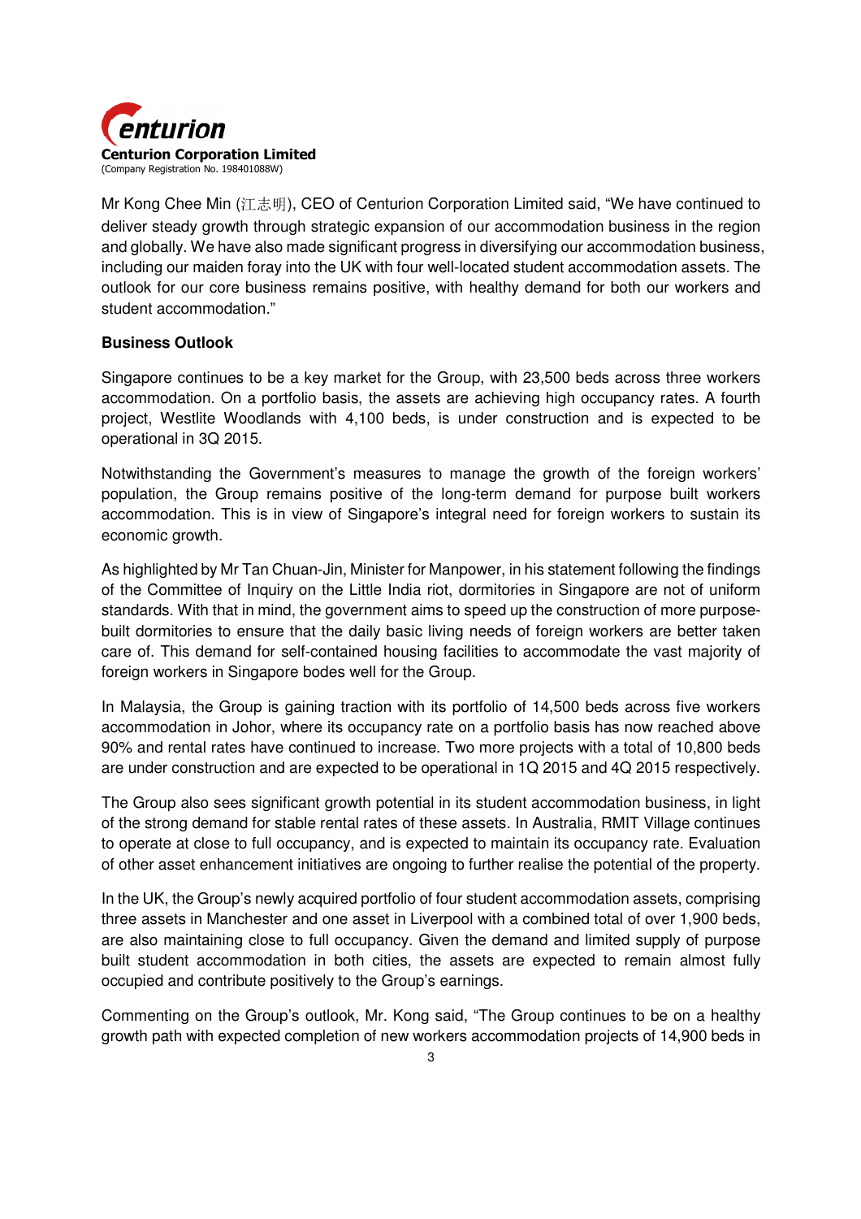Mr Kong Chee Min (江志明), CEO of Centurion Corporation Limited said, "We have continued to deliver steady growth through strategic expansion of our accommodation business in the region and globally. We have also made significant progress in diversifying our accommodation business, including our maiden foray into the UK with four well-located student accommodation assets. The outlook for our core business remains positive, with healthy demand for both our workers and student accommodation."

**Business Outlook**

Singapore continues to be a key market for the Group, with 23,500 beds across three workers accommodation. On a portfolio basis, the assets are achieving high occupancy rates. A fourth project, Westlite Woodlands with 4,100 beds, is under construction and is expected to be operational in 3Q 2015.

Notwithstanding the Government's measures to manage the growth of the foreign workers' population, the Group remains positive of the long-term demand for purpose built workers accommodation. This is in view of Singapore's integral need for foreign workers to sustain its economic growth.

As highlighted by Mr Tan Chuan-Jin, Minister for Manpower, in his statement following the findings of the Committee of Inquiry on the Little India riot, dormitories in Singapore are not of uniform standards. With that in mind, the government aims to speed up the construction of more purpose-built dormitories to ensure that the daily basic living needs of foreign workers are better taken care of. This demand for self-contained housing facilities to accommodate the vast majority of foreign workers in Singapore bodes well for the Group.

In Malaysia, the Group is gaining traction with its portfolio of 14,500 beds across five workers accommodation in Johor, where its occupancy rate on a portfolio basis has now reached above 90% and rental rates have continued to increase. Two more projects with a total of 10,800 beds are under construction and are expected to be operational in 1Q 2015 and 4Q 2015 respectively.

The Group also sees significant growth potential in its student accommodation business, in light of the strong demand for stable rental rates of these assets. In Australia, RMIT Village continues to operate at close to full occupancy, and is expected to maintain its occupancy rate. Evaluation of other asset enhancement initiatives are ongoing to further realise the potential of the property.

In the UK, the Group's newly acquired portfolio of four student accommodation assets, comprising three assets in Manchester and one asset in Liverpool with a combined total of over 1,900 beds, are also maintaining close to full occupancy. Given the demand and limited supply of purpose built student accommodation in both cities, the assets are expected to remain almost fully occupied and contribute positively to the Group's earnings.

Commenting on the Group's outlook, Mr. Kong said, "The Group continues to be on a healthy growth path with expected completion of new workers accommodation projects of 14,900 beds in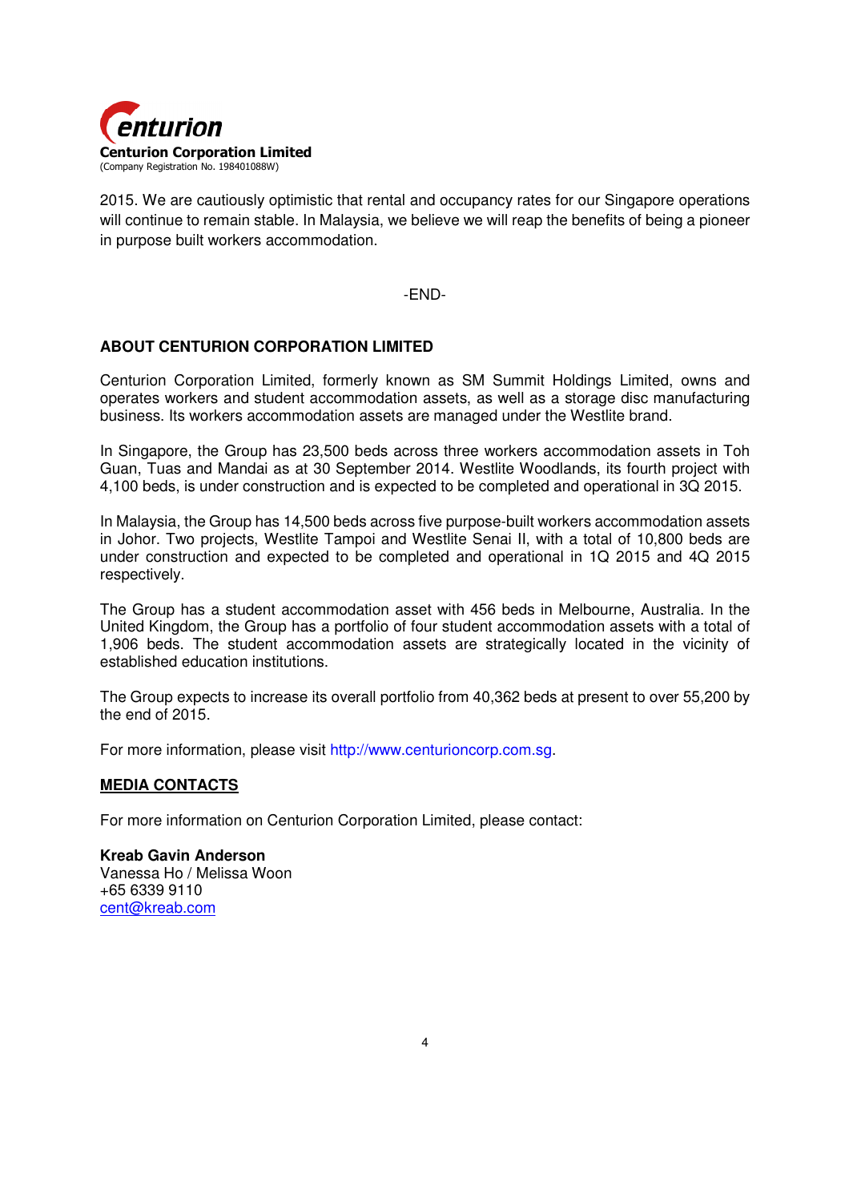2015. We are cautiously optimistic that rental and occupancy rates for our Singapore operations will continue to remain stable. In Malaysia, we believe we will reap the benefits of being a pioneer in purpose built workers accommodation.

-END-

## ABOUT CENTURION CORPORATION LIMITED

Centurion Corporation Limited, formerly known as SM Summit Holdings Limited, owns and operates workers and student accommodation assets, as well as a storage disc manufacturing business. Its workers accommodation assets are managed under the Westlite brand.

In Singapore, the Group has 23,500 beds across three workers accommodation assets in Toh Guan, Tuas and Mandai as at 30 September 2014. Westlite Woodlands, its fourth project with 4,100 beds, is under construction and is expected to be completed and operational in 3Q 2015.

In Malaysia, the Group has 14,500 beds across five purpose-built workers accommodation assets in Johor. Two projects, Westlite Tampoi and Westlite Senai II, with a total of 10,800 beds are under construction and expected to be completed and operational in 1Q 2015 and 4Q 2015 respectively.

The Group has a student accommodation asset with 456 beds in Melbourne, Australia. In the United Kingdom, the Group has a portfolio of four student accommodation assets with a total of 1,906 beds. The student accommodation assets are strategically located in the vicinity of established education institutions.

The Group expects to increase its overall portfolio from 40,362 beds at present to over 55,200 by the end of 2015.

For more information, please visit http://www.centurioncorp.com.sg.

## MEDIA CONTACTS

For more information on Centurion Corporation Limited, please contact:

**Kreab Gavin Anderson**
Vanessa Ho / Melissa Woon
+65 6339 9110
cent@kreab.com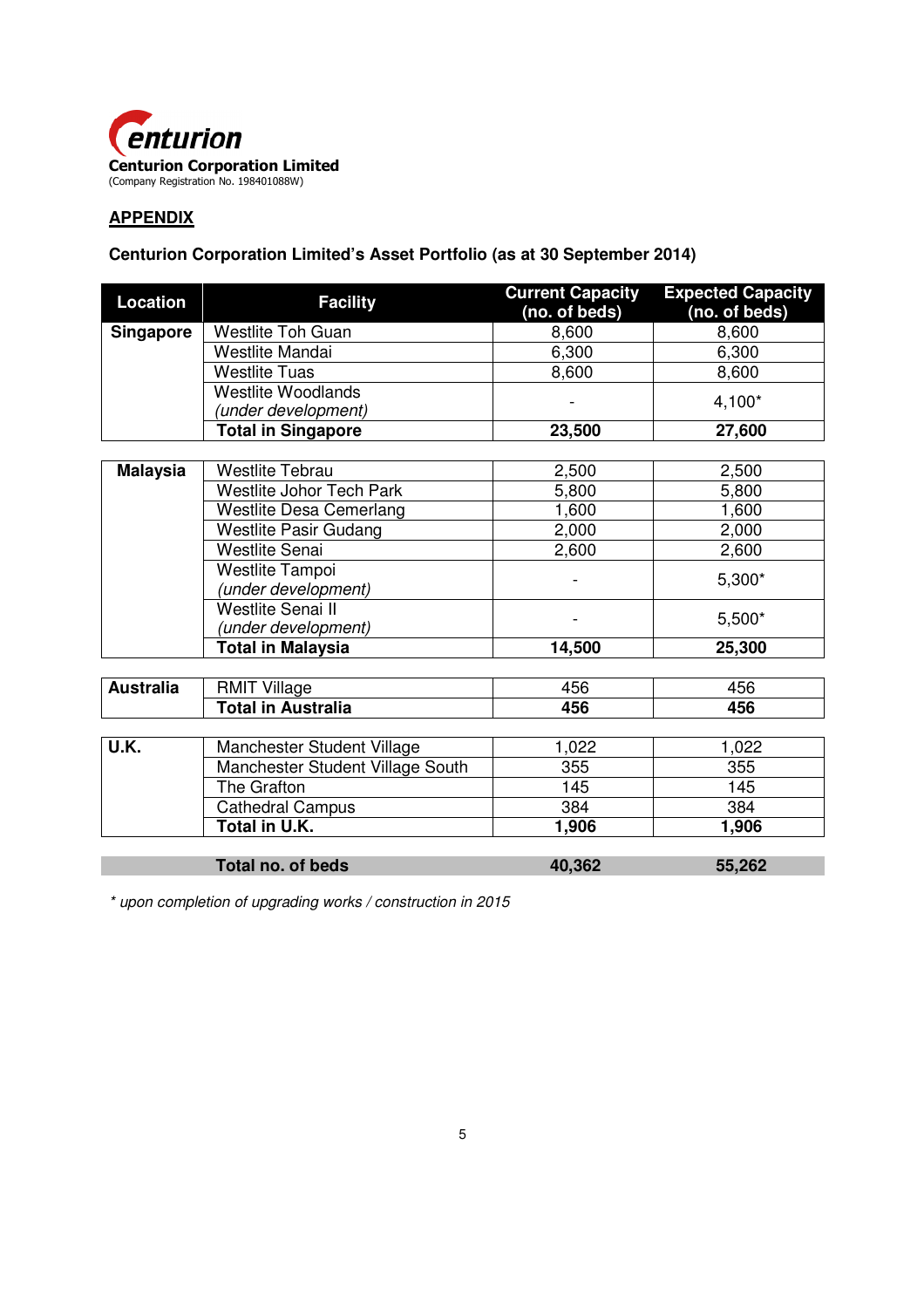Centurion Corporation Limited
(Company Registration No. 198401088W)

## APPENDIX

**Centurion Corporation Limited's Asset Portfolio (as at 30 September 2014)**

| Location | Facility | Current Capacity (no. of beds) | Expected Capacity (no. of beds) |
|---|---|---|---|
| **Singapore** | Westlite Toh Guan | 8,600 | 8,600 |
| | Westlite Mandai | 6,300 | 6,300 |
| | Westlite Tuas | 8,600 | 8,600 |
| | Westlite Woodlands *(under development)* | - | 4,100* |
| | **Total in Singapore** | **23,500** | **27,600** |
| **Malaysia** | Westlite Tebrau | 2,500 | 2,500 |
| | Westlite Johor Tech Park | 5,800 | 5,800 |
| | Westlite Desa Cemerlang | 1,600 | 1,600 |
| | Westlite Pasir Gudang | 2,000 | 2,000 |
| | Westlite Senai | 2,600 | 2,600 |
| | Westlite Tampoi *(under development)* | - | 5,300* |
| | Westlite Senai II *(under development)* | - | 5,500* |
| | **Total in Malaysia** | **14,500** | **25,300** |
| **Australia** | RMIT Village | 456 | 456 |
| | **Total in Australia** | **456** | **456** |
| **U.K.** | Manchester Student Village | 1,022 | 1,022 |
| | Manchester Student Village South | 355 | 355 |
| | The Grafton | 145 | 145 |
| | Cathedral Campus | 384 | 384 |
| | **Total in U.K.** | **1,906** | **1,906** |
| | **Total no. of beds** | **40,362** | **55,262** |

*\* upon completion of upgrading works / construction in 2015*